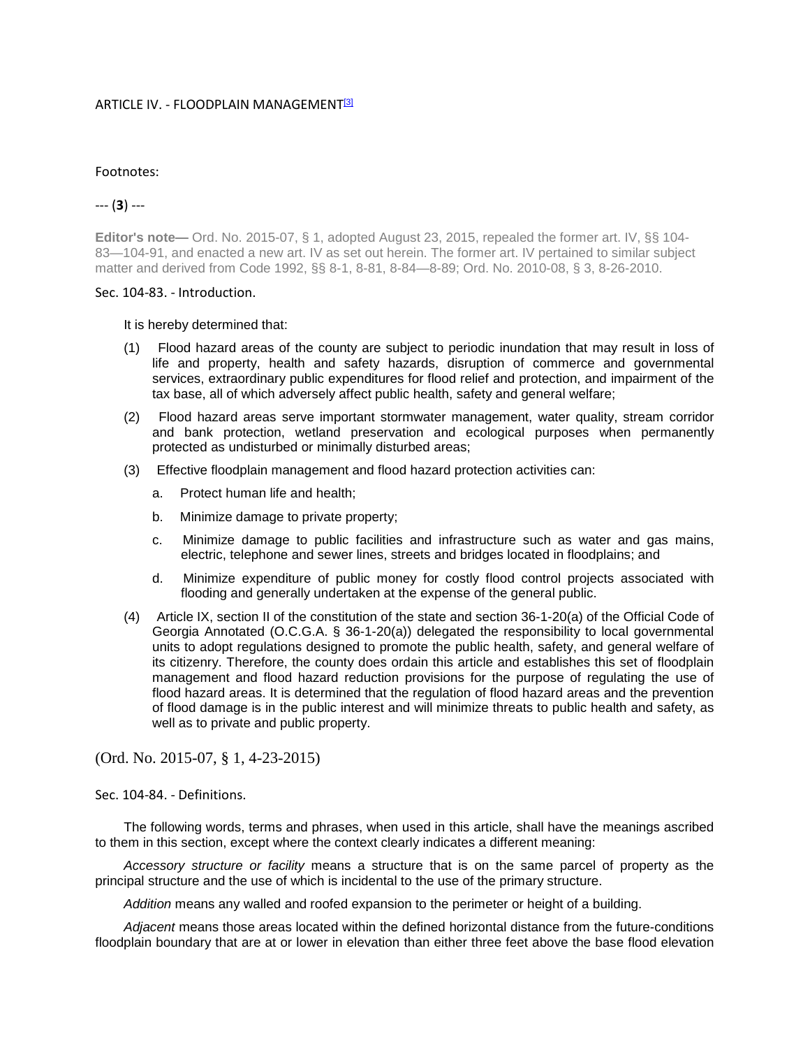# ARTICLE IV. - FLOODPLAIN MANAGEMENT[3]

Footnotes:

--- (**3**) ---

**Editor's note—** Ord. No. 2015-07, § 1, adopted August 23, 2015, repealed the former art. IV, §§ 104-83—104-91, and enacted a new art. IV as set out herein. The former art. IV pertained to similar subject matter and derived from Code 1992, §§ 8-1, 8-81, 8-84—8-89; Ord. No. 2010-08, § 3, 8-26-2010.

## Sec. 104-83. - Introduction.

It is hereby determined that:

(1) Flood hazard areas of the county are subject to periodic inundation that may result in loss of life and property, health and safety hazards, disruption of commerce and governmental services, extraordinary public expenditures for flood relief and protection, and impairment of the tax base, all of which adversely affect public health, safety and general welfare;

(2) Flood hazard areas serve important stormwater management, water quality, stream corridor and bank protection, wetland preservation and ecological purposes when permanently protected as undisturbed or minimally disturbed areas;

(3) Effective floodplain management and flood hazard protection activities can:

  a. Protect human life and health;

  b. Minimize damage to private property;

  c. Minimize damage to public facilities and infrastructure such as water and gas mains, electric, telephone and sewer lines, streets and bridges located in floodplains; and

  d. Minimize expenditure of public money for costly flood control projects associated with flooding and generally undertaken at the expense of the general public.

(4) Article IX, section II of the constitution of the state and section 36-1-20(a) of the Official Code of Georgia Annotated (O.C.G.A. § 36-1-20(a)) delegated the responsibility to local governmental units to adopt regulations designed to promote the public health, safety, and general welfare of its citizenry. Therefore, the county does ordain this article and establishes this set of floodplain management and flood hazard reduction provisions for the purpose of regulating the use of flood hazard areas. It is determined that the regulation of flood hazard areas and the prevention of flood damage is in the public interest and will minimize threats to public health and safety, as well as to private and public property.

(Ord. No. 2015-07, § 1, 4-23-2015)

## Sec. 104-84. - Definitions.

The following words, terms and phrases, when used in this article, shall have the meanings ascribed to them in this section, except where the context clearly indicates a different meaning:

*Accessory structure or facility* means a structure that is on the same parcel of property as the principal structure and the use of which is incidental to the use of the primary structure.

*Addition* means any walled and roofed expansion to the perimeter or height of a building.

*Adjacent* means those areas located within the defined horizontal distance from the future-conditions floodplain boundary that are at or lower in elevation than either three feet above the base flood elevation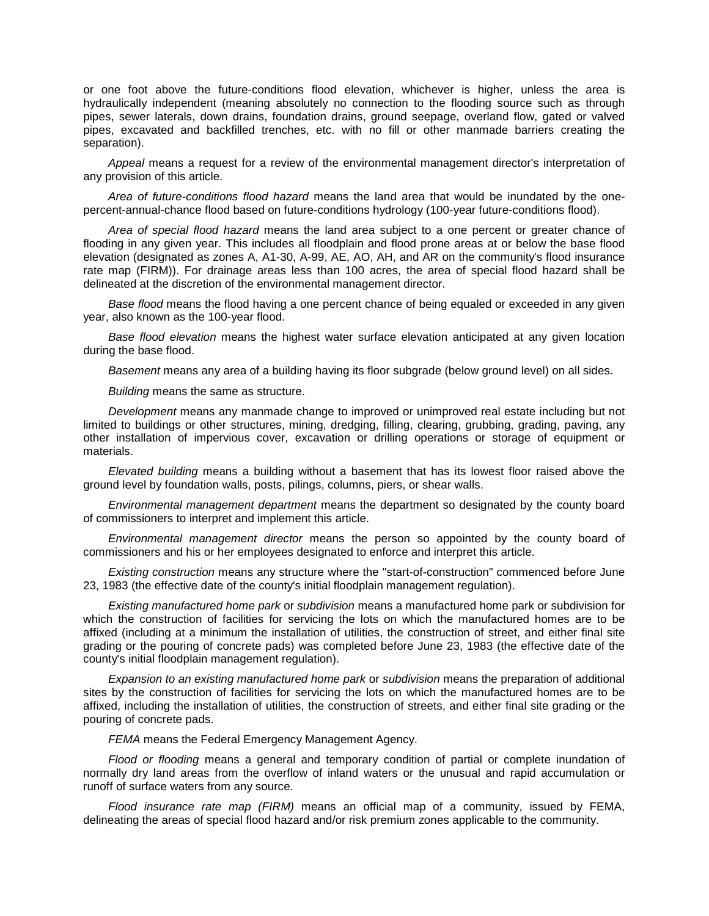or one foot above the future-conditions flood elevation, whichever is higher, unless the area is hydraulically independent (meaning absolutely no connection to the flooding source such as through pipes, sewer laterals, down drains, foundation drains, ground seepage, overland flow, gated or valved pipes, excavated and backfilled trenches, etc. with no fill or other manmade barriers creating the separation).

*Appeal* means a request for a review of the environmental management director's interpretation of any provision of this article.

*Area of future-conditions flood hazard* means the land area that would be inundated by the one-percent-annual-chance flood based on future-conditions hydrology (100-year future-conditions flood).

*Area of special flood hazard* means the land area subject to a one percent or greater chance of flooding in any given year. This includes all floodplain and flood prone areas at or below the base flood elevation (designated as zones A, A1-30, A-99, AE, AO, AH, and AR on the community's flood insurance rate map (FIRM)). For drainage areas less than 100 acres, the area of special flood hazard shall be delineated at the discretion of the environmental management director.

*Base flood* means the flood having a one percent chance of being equaled or exceeded in any given year, also known as the 100-year flood.

*Base flood elevation* means the highest water surface elevation anticipated at any given location during the base flood.

*Basement* means any area of a building having its floor subgrade (below ground level) on all sides.

*Building* means the same as structure.

*Development* means any manmade change to improved or unimproved real estate including but not limited to buildings or other structures, mining, dredging, filling, clearing, grubbing, grading, paving, any other installation of impervious cover, excavation or drilling operations or storage of equipment or materials.

*Elevated building* means a building without a basement that has its lowest floor raised above the ground level by foundation walls, posts, pilings, columns, piers, or shear walls.

*Environmental management department* means the department so designated by the county board of commissioners to interpret and implement this article.

*Environmental management director* means the person so appointed by the county board of commissioners and his or her employees designated to enforce and interpret this article.

*Existing construction* means any structure where the "start-of-construction" commenced before June 23, 1983 (the effective date of the county's initial floodplain management regulation).

*Existing manufactured home park* or *subdivision* means a manufactured home park or subdivision for which the construction of facilities for servicing the lots on which the manufactured homes are to be affixed (including at a minimum the installation of utilities, the construction of street, and either final site grading or the pouring of concrete pads) was completed before June 23, 1983 (the effective date of the county's initial floodplain management regulation).

*Expansion to an existing manufactured home park* or *subdivision* means the preparation of additional sites by the construction of facilities for servicing the lots on which the manufactured homes are to be affixed, including the installation of utilities, the construction of streets, and either final site grading or the pouring of concrete pads.

*FEMA* means the Federal Emergency Management Agency.

*Flood or flooding* means a general and temporary condition of partial or complete inundation of normally dry land areas from the overflow of inland waters or the unusual and rapid accumulation or runoff of surface waters from any source.

*Flood insurance rate map (FIRM)* means an official map of a community, issued by FEMA, delineating the areas of special flood hazard and/or risk premium zones applicable to the community.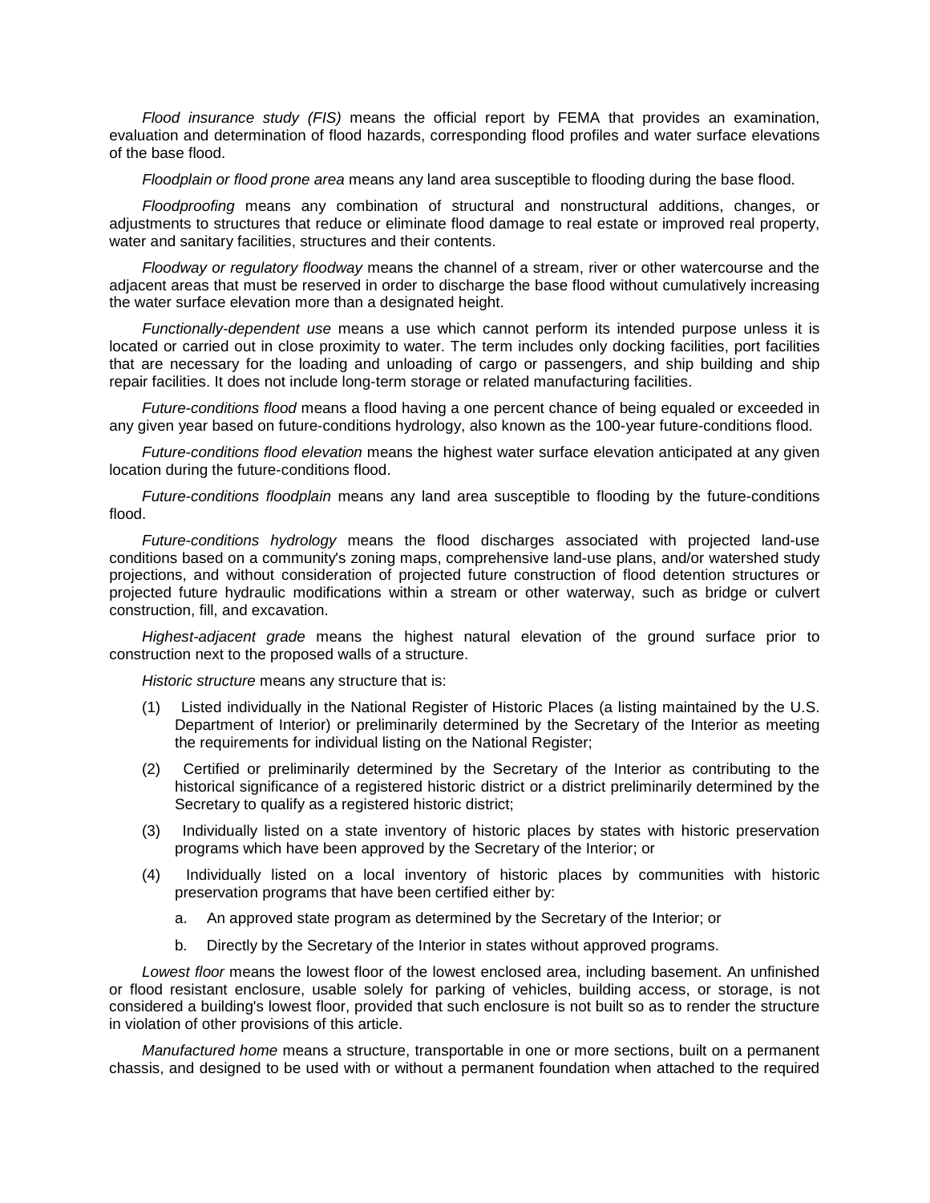*Flood insurance study (FIS)* means the official report by FEMA that provides an examination, evaluation and determination of flood hazards, corresponding flood profiles and water surface elevations of the base flood.

*Floodplain or flood prone area* means any land area susceptible to flooding during the base flood.

*Floodproofing* means any combination of structural and nonstructural additions, changes, or adjustments to structures that reduce or eliminate flood damage to real estate or improved real property, water and sanitary facilities, structures and their contents.

*Floodway or regulatory floodway* means the channel of a stream, river or other watercourse and the adjacent areas that must be reserved in order to discharge the base flood without cumulatively increasing the water surface elevation more than a designated height.

*Functionally-dependent use* means a use which cannot perform its intended purpose unless it is located or carried out in close proximity to water. The term includes only docking facilities, port facilities that are necessary for the loading and unloading of cargo or passengers, and ship building and ship repair facilities. It does not include long-term storage or related manufacturing facilities.

*Future-conditions flood* means a flood having a one percent chance of being equaled or exceeded in any given year based on future-conditions hydrology, also known as the 100-year future-conditions flood.

*Future-conditions flood elevation* means the highest water surface elevation anticipated at any given location during the future-conditions flood.

*Future-conditions floodplain* means any land area susceptible to flooding by the future-conditions flood.

*Future-conditions hydrology* means the flood discharges associated with projected land-use conditions based on a community's zoning maps, comprehensive land-use plans, and/or watershed study projections, and without consideration of projected future construction of flood detention structures or projected future hydraulic modifications within a stream or other waterway, such as bridge or culvert construction, fill, and excavation.

*Highest-adjacent grade* means the highest natural elevation of the ground surface prior to construction next to the proposed walls of a structure.

*Historic structure* means any structure that is:

(1) Listed individually in the National Register of Historic Places (a listing maintained by the U.S. Department of Interior) or preliminarily determined by the Secretary of the Interior as meeting the requirements for individual listing on the National Register;

(2) Certified or preliminarily determined by the Secretary of the Interior as contributing to the historical significance of a registered historic district or a district preliminarily determined by the Secretary to qualify as a registered historic district;

(3) Individually listed on a state inventory of historic places by states with historic preservation programs which have been approved by the Secretary of the Interior; or

(4) Individually listed on a local inventory of historic places by communities with historic preservation programs that have been certified either by:

   a. An approved state program as determined by the Secretary of the Interior; or

   b. Directly by the Secretary of the Interior in states without approved programs.

*Lowest floor* means the lowest floor of the lowest enclosed area, including basement. An unfinished or flood resistant enclosure, usable solely for parking of vehicles, building access, or storage, is not considered a building's lowest floor, provided that such enclosure is not built so as to render the structure in violation of other provisions of this article.

*Manufactured home* means a structure, transportable in one or more sections, built on a permanent chassis, and designed to be used with or without a permanent foundation when attached to the required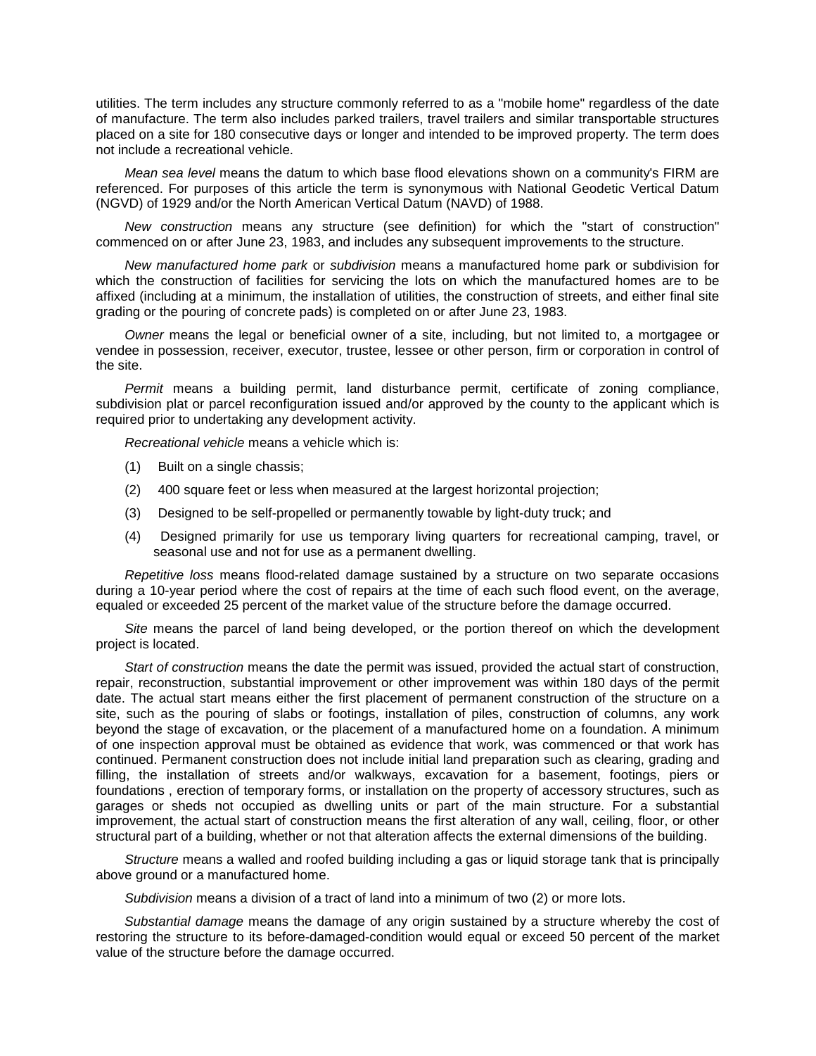utilities. The term includes any structure commonly referred to as a "mobile home" regardless of the date of manufacture. The term also includes parked trailers, travel trailers and similar transportable structures placed on a site for 180 consecutive days or longer and intended to be improved property. The term does not include a recreational vehicle.

*Mean sea level* means the datum to which base flood elevations shown on a community's FIRM are referenced. For purposes of this article the term is synonymous with National Geodetic Vertical Datum (NGVD) of 1929 and/or the North American Vertical Datum (NAVD) of 1988.

*New construction* means any structure (see definition) for which the "start of construction" commenced on or after June 23, 1983, and includes any subsequent improvements to the structure.

*New manufactured home park* or *subdivision* means a manufactured home park or subdivision for which the construction of facilities for servicing the lots on which the manufactured homes are to be affixed (including at a minimum, the installation of utilities, the construction of streets, and either final site grading or the pouring of concrete pads) is completed on or after June 23, 1983.

*Owner* means the legal or beneficial owner of a site, including, but not limited to, a mortgagee or vendee in possession, receiver, executor, trustee, lessee or other person, firm or corporation in control of the site.

*Permit* means a building permit, land disturbance permit, certificate of zoning compliance, subdivision plat or parcel reconfiguration issued and/or approved by the county to the applicant which is required prior to undertaking any development activity.

*Recreational vehicle* means a vehicle which is:

(1) Built on a single chassis;

(2) 400 square feet or less when measured at the largest horizontal projection;

(3) Designed to be self-propelled or permanently towable by light-duty truck; and

(4) Designed primarily for use us temporary living quarters for recreational camping, travel, or seasonal use and not for use as a permanent dwelling.

*Repetitive loss* means flood-related damage sustained by a structure on two separate occasions during a 10-year period where the cost of repairs at the time of each such flood event, on the average, equaled or exceeded 25 percent of the market value of the structure before the damage occurred.

*Site* means the parcel of land being developed, or the portion thereof on which the development project is located.

*Start of construction* means the date the permit was issued, provided the actual start of construction, repair, reconstruction, substantial improvement or other improvement was within 180 days of the permit date. The actual start means either the first placement of permanent construction of the structure on a site, such as the pouring of slabs or footings, installation of piles, construction of columns, any work beyond the stage of excavation, or the placement of a manufactured home on a foundation. A minimum of one inspection approval must be obtained as evidence that work, was commenced or that work has continued. Permanent construction does not include initial land preparation such as clearing, grading and filling, the installation of streets and/or walkways, excavation for a basement, footings, piers or foundations , erection of temporary forms, or installation on the property of accessory structures, such as garages or sheds not occupied as dwelling units or part of the main structure. For a substantial improvement, the actual start of construction means the first alteration of any wall, ceiling, floor, or other structural part of a building, whether or not that alteration affects the external dimensions of the building.

*Structure* means a walled and roofed building including a gas or liquid storage tank that is principally above ground or a manufactured home.

*Subdivision* means a division of a tract of land into a minimum of two (2) or more lots.

*Substantial damage* means the damage of any origin sustained by a structure whereby the cost of restoring the structure to its before-damaged-condition would equal or exceed 50 percent of the market value of the structure before the damage occurred.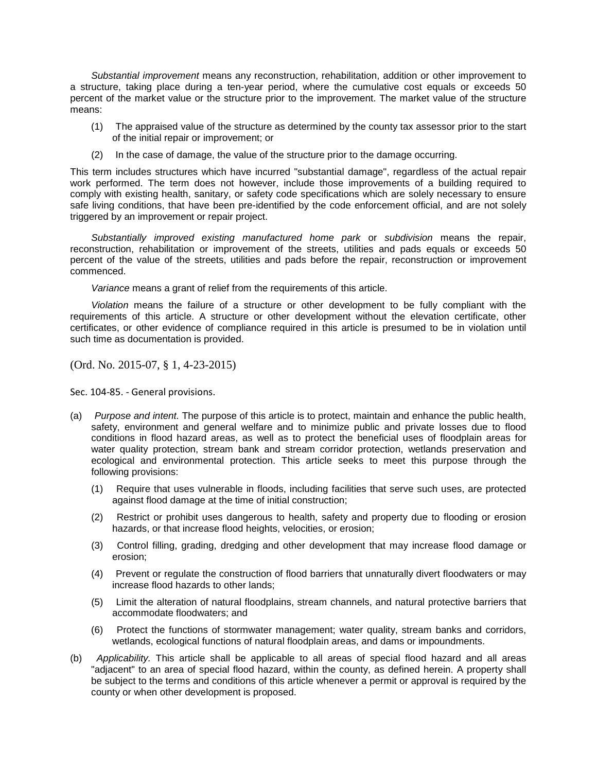*Substantial improvement* means any reconstruction, rehabilitation, addition or other improvement to a structure, taking place during a ten-year period, where the cumulative cost equals or exceeds 50 percent of the market value or the structure prior to the improvement. The market value of the structure means:

(1) The appraised value of the structure as determined by the county tax assessor prior to the start of the initial repair or improvement; or

(2) In the case of damage, the value of the structure prior to the damage occurring.

This term includes structures which have incurred "substantial damage", regardless of the actual repair work performed. The term does not however, include those improvements of a building required to comply with existing health, sanitary, or safety code specifications which are solely necessary to ensure safe living conditions, that have been pre-identified by the code enforcement official, and are not solely triggered by an improvement or repair project.

*Substantially improved existing manufactured home park* or *subdivision* means the repair, reconstruction, rehabilitation or improvement of the streets, utilities and pads equals or exceeds 50 percent of the value of the streets, utilities and pads before the repair, reconstruction or improvement commenced.

*Variance* means a grant of relief from the requirements of this article.

*Violation* means the failure of a structure or other development to be fully compliant with the requirements of this article. A structure or other development without the elevation certificate, other certificates, or other evidence of compliance required in this article is presumed to be in violation until such time as documentation is provided.

(Ord. No. 2015-07, § 1, 4-23-2015)

Sec. 104-85. - General provisions.

(a) *Purpose and intent.* The purpose of this article is to protect, maintain and enhance the public health, safety, environment and general welfare and to minimize public and private losses due to flood conditions in flood hazard areas, as well as to protect the beneficial uses of floodplain areas for water quality protection, stream bank and stream corridor protection, wetlands preservation and ecological and environmental protection. This article seeks to meet this purpose through the following provisions:

  (1) Require that uses vulnerable in floods, including facilities that serve such uses, are protected against flood damage at the time of initial construction;

  (2) Restrict or prohibit uses dangerous to health, safety and property due to flooding or erosion hazards, or that increase flood heights, velocities, or erosion;

  (3) Control filling, grading, dredging and other development that may increase flood damage or erosion;

  (4) Prevent or regulate the construction of flood barriers that unnaturally divert floodwaters or may increase flood hazards to other lands;

  (5) Limit the alteration of natural floodplains, stream channels, and natural protective barriers that accommodate floodwaters; and

  (6) Protect the functions of stormwater management; water quality, stream banks and corridors, wetlands, ecological functions of natural floodplain areas, and dams or impoundments.

(b) *Applicability.* This article shall be applicable to all areas of special flood hazard and all areas "adjacent" to an area of special flood hazard, within the county, as defined herein. A property shall be subject to the terms and conditions of this article whenever a permit or approval is required by the county or when other development is proposed.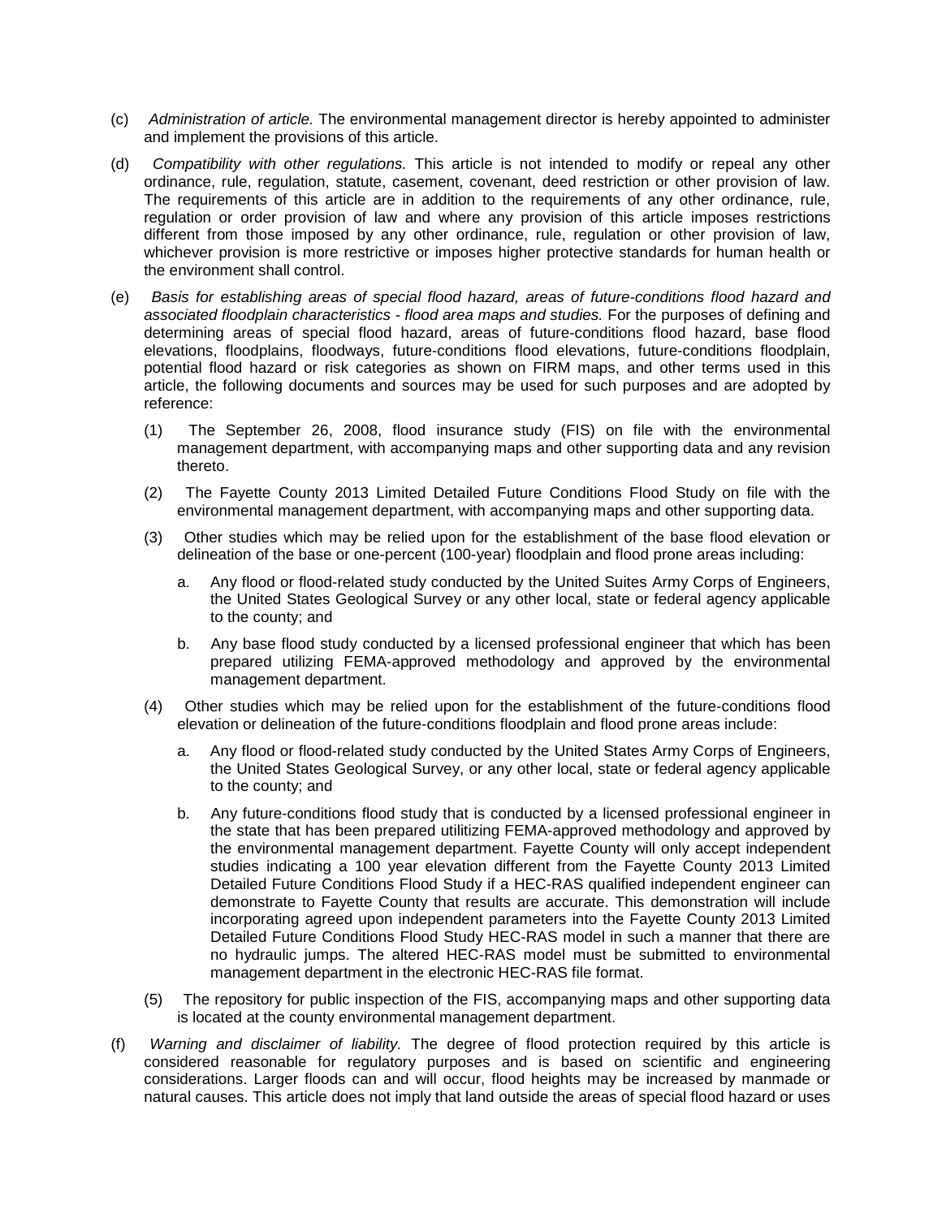(c) *Administration of article.* The environmental management director is hereby appointed to administer and implement the provisions of this article.

(d) *Compatibility with other regulations.* This article is not intended to modify or repeal any other ordinance, rule, regulation, statute, casement, covenant, deed restriction or other provision of law. The requirements of this article are in addition to the requirements of any other ordinance, rule, regulation or order provision of law and where any provision of this article imposes restrictions different from those imposed by any other ordinance, rule, regulation or other provision of law, whichever provision is more restrictive or imposes higher protective standards for human health or the environment shall control.

(e) *Basis for establishing areas of special flood hazard, areas of future-conditions flood hazard and associated floodplain characteristics - flood area maps and studies.* For the purposes of defining and determining areas of special flood hazard, areas of future-conditions flood hazard, base flood elevations, floodplains, floodways, future-conditions flood elevations, future-conditions floodplain, potential flood hazard or risk categories as shown on FIRM maps, and other terms used in this article, the following documents and sources may be used for such purposes and are adopted by reference:

(1) The September 26, 2008, flood insurance study (FIS) on file with the environmental management department, with accompanying maps and other supporting data and any revision thereto.

(2) The Fayette County 2013 Limited Detailed Future Conditions Flood Study on file with the environmental management department, with accompanying maps and other supporting data.

(3) Other studies which may be relied upon for the establishment of the base flood elevation or delineation of the base or one-percent (100-year) floodplain and flood prone areas including:

a. Any flood or flood-related study conducted by the United Suites Army Corps of Engineers, the United States Geological Survey or any other local, state or federal agency applicable to the county; and

b. Any base flood study conducted by a licensed professional engineer that which has been prepared utilizing FEMA-approved methodology and approved by the environmental management department.

(4) Other studies which may be relied upon for the establishment of the future-conditions flood elevation or delineation of the future-conditions floodplain and flood prone areas include:

a. Any flood or flood-related study conducted by the United States Army Corps of Engineers, the United States Geological Survey, or any other local, state or federal agency applicable to the county; and

b. Any future-conditions flood study that is conducted by a licensed professional engineer in the state that has been prepared utilitizing FEMA-approved methodology and approved by the environmental management department. Fayette County will only accept independent studies indicating a 100 year elevation different from the Fayette County 2013 Limited Detailed Future Conditions Flood Study if a HEC-RAS qualified independent engineer can demonstrate to Fayette County that results are accurate. This demonstration will include incorporating agreed upon independent parameters into the Fayette County 2013 Limited Detailed Future Conditions Flood Study HEC-RAS model in such a manner that there are no hydraulic jumps. The altered HEC-RAS model must be submitted to environmental management department in the electronic HEC-RAS file format.

(5) The repository for public inspection of the FIS, accompanying maps and other supporting data is located at the county environmental management department.

(f) *Warning and disclaimer of liability.* The degree of flood protection required by this article is considered reasonable for regulatory purposes and is based on scientific and engineering considerations. Larger floods can and will occur, flood heights may be increased by manmade or natural causes. This article does not imply that land outside the areas of special flood hazard or uses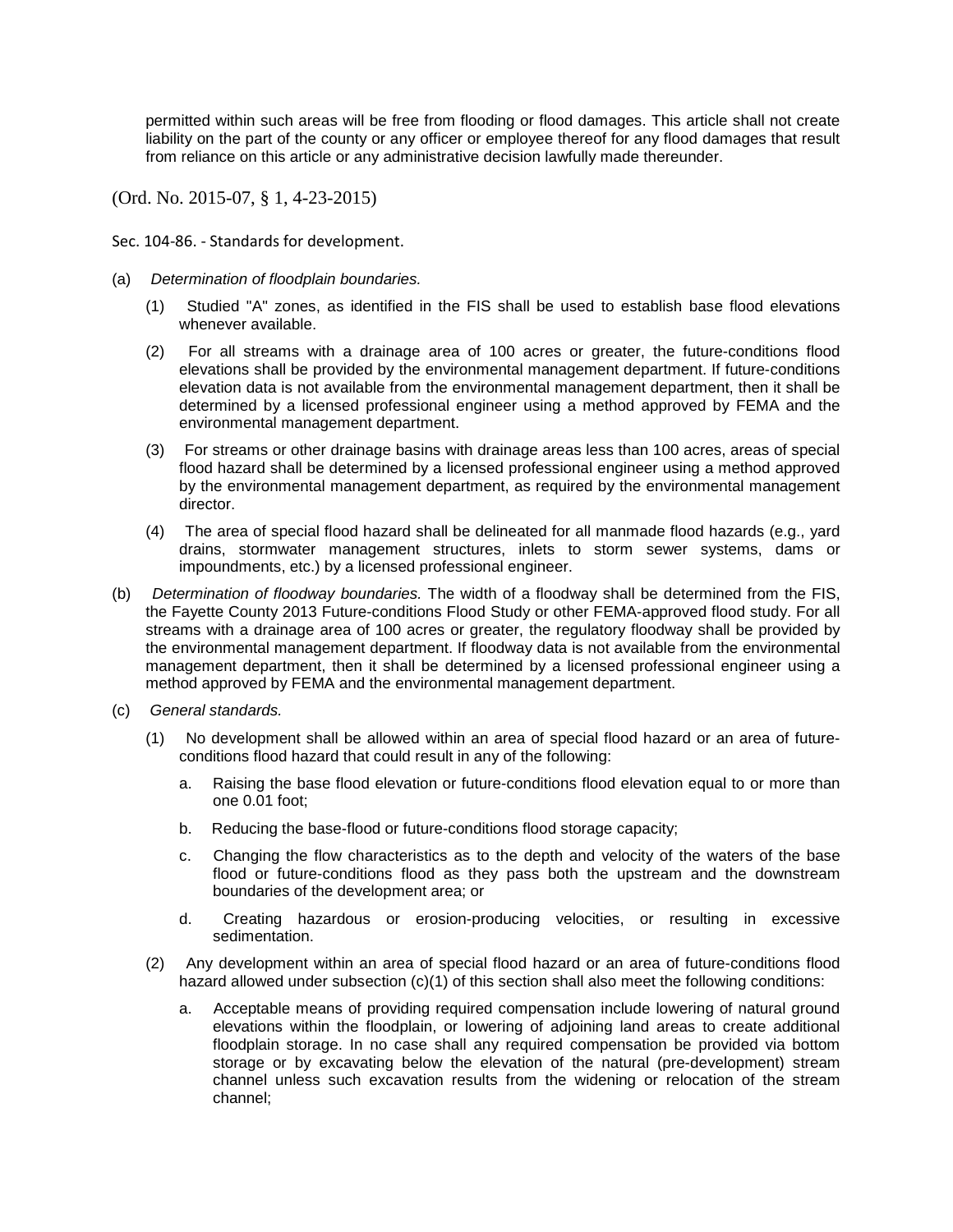permitted within such areas will be free from flooding or flood damages. This article shall not create liability on the part of the county or any officer or employee thereof for any flood damages that result from reliance on this article or any administrative decision lawfully made thereunder.

(Ord. No. 2015-07, § 1, 4-23-2015)

Sec. 104-86. - Standards for development.

(a) *Determination of floodplain boundaries.*

(1) Studied "A" zones, as identified in the FIS shall be used to establish base flood elevations whenever available.

(2) For all streams with a drainage area of 100 acres or greater, the future-conditions flood elevations shall be provided by the environmental management department. If future-conditions elevation data is not available from the environmental management department, then it shall be determined by a licensed professional engineer using a method approved by FEMA and the environmental management department.

(3) For streams or other drainage basins with drainage areas less than 100 acres, areas of special flood hazard shall be determined by a licensed professional engineer using a method approved by the environmental management department, as required by the environmental management director.

(4) The area of special flood hazard shall be delineated for all manmade flood hazards (e.g., yard drains, stormwater management structures, inlets to storm sewer systems, dams or impoundments, etc.) by a licensed professional engineer.

(b) *Determination of floodway boundaries.* The width of a floodway shall be determined from the FIS, the Fayette County 2013 Future-conditions Flood Study or other FEMA-approved flood study. For all streams with a drainage area of 100 acres or greater, the regulatory floodway shall be provided by the environmental management department. If floodway data is not available from the environmental management department, then it shall be determined by a licensed professional engineer using a method approved by FEMA and the environmental management department.

(c) *General standards.*

(1) No development shall be allowed within an area of special flood hazard or an area of future-conditions flood hazard that could result in any of the following:

a. Raising the base flood elevation or future-conditions flood elevation equal to or more than one 0.01 foot;

b. Reducing the base-flood or future-conditions flood storage capacity;

c. Changing the flow characteristics as to the depth and velocity of the waters of the base flood or future-conditions flood as they pass both the upstream and the downstream boundaries of the development area; or

d. Creating hazardous or erosion-producing velocities, or resulting in excessive sedimentation.

(2) Any development within an area of special flood hazard or an area of future-conditions flood hazard allowed under subsection (c)(1) of this section shall also meet the following conditions:

a. Acceptable means of providing required compensation include lowering of natural ground elevations within the floodplain, or lowering of adjoining land areas to create additional floodplain storage. In no case shall any required compensation be provided via bottom storage or by excavating below the elevation of the natural (pre-development) stream channel unless such excavation results from the widening or relocation of the stream channel;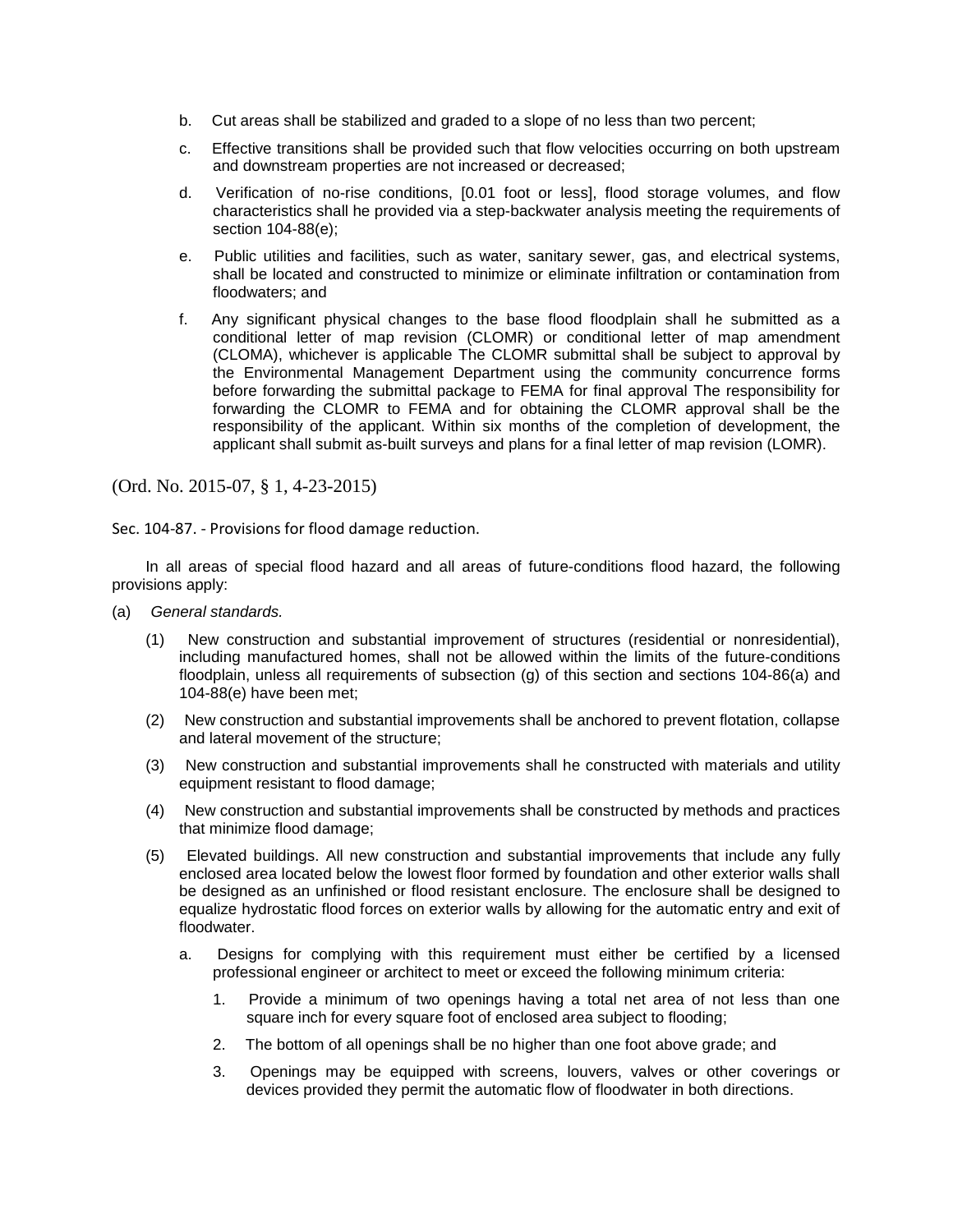b. Cut areas shall be stabilized and graded to a slope of no less than two percent;

c. Effective transitions shall be provided such that flow velocities occurring on both upstream and downstream properties are not increased or decreased;

d. Verification of no-rise conditions, [0.01 foot or less], flood storage volumes, and flow characteristics shall he provided via a step-backwater analysis meeting the requirements of section 104-88(e);

e. Public utilities and facilities, such as water, sanitary sewer, gas, and electrical systems, shall be located and constructed to minimize or eliminate infiltration or contamination from floodwaters; and

f. Any significant physical changes to the base flood floodplain shall he submitted as a conditional letter of map revision (CLOMR) or conditional letter of map amendment (CLOMA), whichever is applicable The CLOMR submittal shall be subject to approval by the Environmental Management Department using the community concurrence forms before forwarding the submittal package to FEMA for final approval The responsibility for forwarding the CLOMR to FEMA and for obtaining the CLOMR approval shall be the responsibility of the applicant. Within six months of the completion of development, the applicant shall submit as-built surveys and plans for a final letter of map revision (LOMR).

(Ord. No. 2015-07, § 1, 4-23-2015)

Sec. 104-87. - Provisions for flood damage reduction.

In all areas of special flood hazard and all areas of future-conditions flood hazard, the following provisions apply:

(a) *General standards.*

(1) New construction and substantial improvement of structures (residential or nonresidential), including manufactured homes, shall not be allowed within the limits of the future-conditions floodplain, unless all requirements of subsection (g) of this section and sections 104-86(a) and 104-88(e) have been met;

(2) New construction and substantial improvements shall be anchored to prevent flotation, collapse and lateral movement of the structure;

(3) New construction and substantial improvements shall he constructed with materials and utility equipment resistant to flood damage;

(4) New construction and substantial improvements shall be constructed by methods and practices that minimize flood damage;

(5) Elevated buildings. All new construction and substantial improvements that include any fully enclosed area located below the lowest floor formed by foundation and other exterior walls shall be designed as an unfinished or flood resistant enclosure. The enclosure shall be designed to equalize hydrostatic flood forces on exterior walls by allowing for the automatic entry and exit of floodwater.

a. Designs for complying with this requirement must either be certified by a licensed professional engineer or architect to meet or exceed the following minimum criteria:

1. Provide a minimum of two openings having a total net area of not less than one square inch for every square foot of enclosed area subject to flooding;

2. The bottom of all openings shall be no higher than one foot above grade; and

3. Openings may be equipped with screens, louvers, valves or other coverings or devices provided they permit the automatic flow of floodwater in both directions.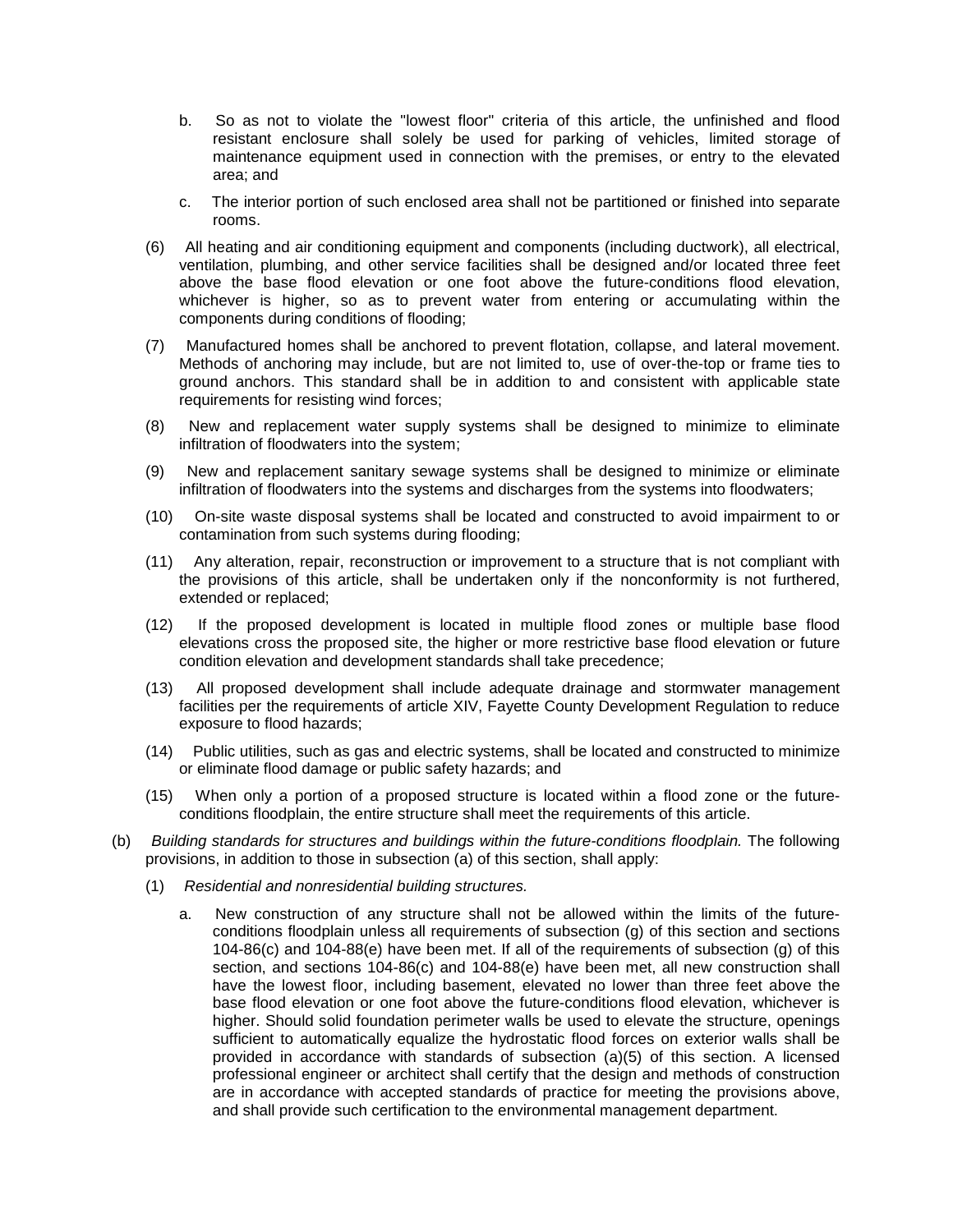b. So as not to violate the "lowest floor" criteria of this article, the unfinished and flood resistant enclosure shall solely be used for parking of vehicles, limited storage of maintenance equipment used in connection with the premises, or entry to the elevated area; and

c. The interior portion of such enclosed area shall not be partitioned or finished into separate rooms.

(6) All heating and air conditioning equipment and components (including ductwork), all electrical, ventilation, plumbing, and other service facilities shall be designed and/or located three feet above the base flood elevation or one foot above the future-conditions flood elevation, whichever is higher, so as to prevent water from entering or accumulating within the components during conditions of flooding;

(7) Manufactured homes shall be anchored to prevent flotation, collapse, and lateral movement. Methods of anchoring may include, but are not limited to, use of over-the-top or frame ties to ground anchors. This standard shall be in addition to and consistent with applicable state requirements for resisting wind forces;

(8) New and replacement water supply systems shall be designed to minimize to eliminate infiltration of floodwaters into the system;

(9) New and replacement sanitary sewage systems shall be designed to minimize or eliminate infiltration of floodwaters into the systems and discharges from the systems into floodwaters;

(10) On-site waste disposal systems shall be located and constructed to avoid impairment to or contamination from such systems during flooding;

(11) Any alteration, repair, reconstruction or improvement to a structure that is not compliant with the provisions of this article, shall be undertaken only if the nonconformity is not furthered, extended or replaced;

(12) If the proposed development is located in multiple flood zones or multiple base flood elevations cross the proposed site, the higher or more restrictive base flood elevation or future condition elevation and development standards shall take precedence;

(13) All proposed development shall include adequate drainage and stormwater management facilities per the requirements of article XIV, Fayette County Development Regulation to reduce exposure to flood hazards;

(14) Public utilities, such as gas and electric systems, shall be located and constructed to minimize or eliminate flood damage or public safety hazards; and

(15) When only a portion of a proposed structure is located within a flood zone or the future-conditions floodplain, the entire structure shall meet the requirements of this article.

(b) *Building standards for structures and buildings within the future-conditions floodplain.* The following provisions, in addition to those in subsection (a) of this section, shall apply:

(1) *Residential and nonresidential building structures.*

a. New construction of any structure shall not be allowed within the limits of the future-conditions floodplain unless all requirements of subsection (g) of this section and sections 104-86(c) and 104-88(e) have been met. If all of the requirements of subsection (g) of this section, and sections 104-86(c) and 104-88(e) have been met, all new construction shall have the lowest floor, including basement, elevated no lower than three feet above the base flood elevation or one foot above the future-conditions flood elevation, whichever is higher. Should solid foundation perimeter walls be used to elevate the structure, openings sufficient to automatically equalize the hydrostatic flood forces on exterior walls shall be provided in accordance with standards of subsection (a)(5) of this section. A licensed professional engineer or architect shall certify that the design and methods of construction are in accordance with accepted standards of practice for meeting the provisions above, and shall provide such certification to the environmental management department.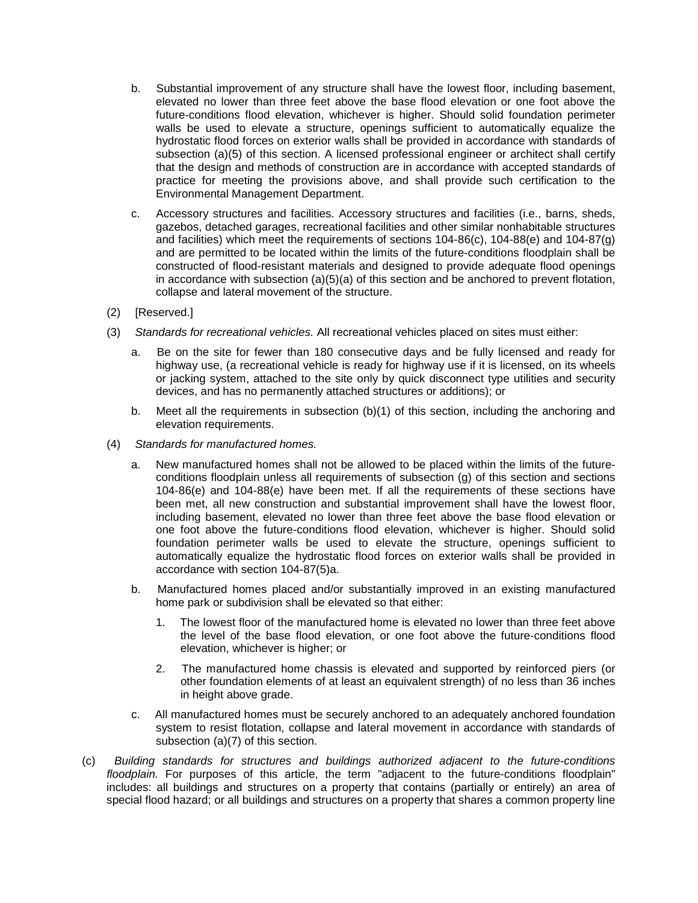b. Substantial improvement of any structure shall have the lowest floor, including basement, elevated no lower than three feet above the base flood elevation or one foot above the future-conditions flood elevation, whichever is higher. Should solid foundation perimeter walls be used to elevate a structure, openings sufficient to automatically equalize the hydrostatic flood forces on exterior walls shall be provided in accordance with standards of subsection (a)(5) of this section. A licensed professional engineer or architect shall certify that the design and methods of construction are in accordance with accepted standards of practice for meeting the provisions above, and shall provide such certification to the Environmental Management Department.

c. Accessory structures and facilities. Accessory structures and facilities (i.e., barns, sheds, gazebos, detached garages, recreational facilities and other similar nonhabitable structures and facilities) which meet the requirements of sections 104-86(c), 104-88(e) and 104-87(g) and are permitted to be located within the limits of the future-conditions floodplain shall be constructed of flood-resistant materials and designed to provide adequate flood openings in accordance with subsection (a)(5)(a) of this section and be anchored to prevent flotation, collapse and lateral movement of the structure.

(2) [Reserved.]

(3) *Standards for recreational vehicles.* All recreational vehicles placed on sites must either:

a. Be on the site for fewer than 180 consecutive days and be fully licensed and ready for highway use, (a recreational vehicle is ready for highway use if it is licensed, on its wheels or jacking system, attached to the site only by quick disconnect type utilities and security devices, and has no permanently attached structures or additions); or

b. Meet all the requirements in subsection (b)(1) of this section, including the anchoring and elevation requirements.

(4) *Standards for manufactured homes.*

a. New manufactured homes shall not be allowed to be placed within the limits of the future-conditions floodplain unless all requirements of subsection (g) of this section and sections 104-86(e) and 104-88(e) have been met. If all the requirements of these sections have been met, all new construction and substantial improvement shall have the lowest floor, including basement, elevated no lower than three feet above the base flood elevation or one foot above the future-conditions flood elevation, whichever is higher. Should solid foundation perimeter walls be used to elevate the structure, openings sufficient to automatically equalize the hydrostatic flood forces on exterior walls shall be provided in accordance with section 104-87(5)a.

b. Manufactured homes placed and/or substantially improved in an existing manufactured home park or subdivision shall be elevated so that either:

1. The lowest floor of the manufactured home is elevated no lower than three feet above the level of the base flood elevation, or one foot above the future-conditions flood elevation, whichever is higher; or

2. The manufactured home chassis is elevated and supported by reinforced piers (or other foundation elements of at least an equivalent strength) of no less than 36 inches in height above grade.

c. All manufactured homes must be securely anchored to an adequately anchored foundation system to resist flotation, collapse and lateral movement in accordance with standards of subsection (a)(7) of this section.

(c) *Building standards for structures and buildings authorized adjacent to the future-conditions floodplain.* For purposes of this article, the term "adjacent to the future-conditions floodplain" includes: all buildings and structures on a property that contains (partially or entirely) an area of special flood hazard; or all buildings and structures on a property that shares a common property line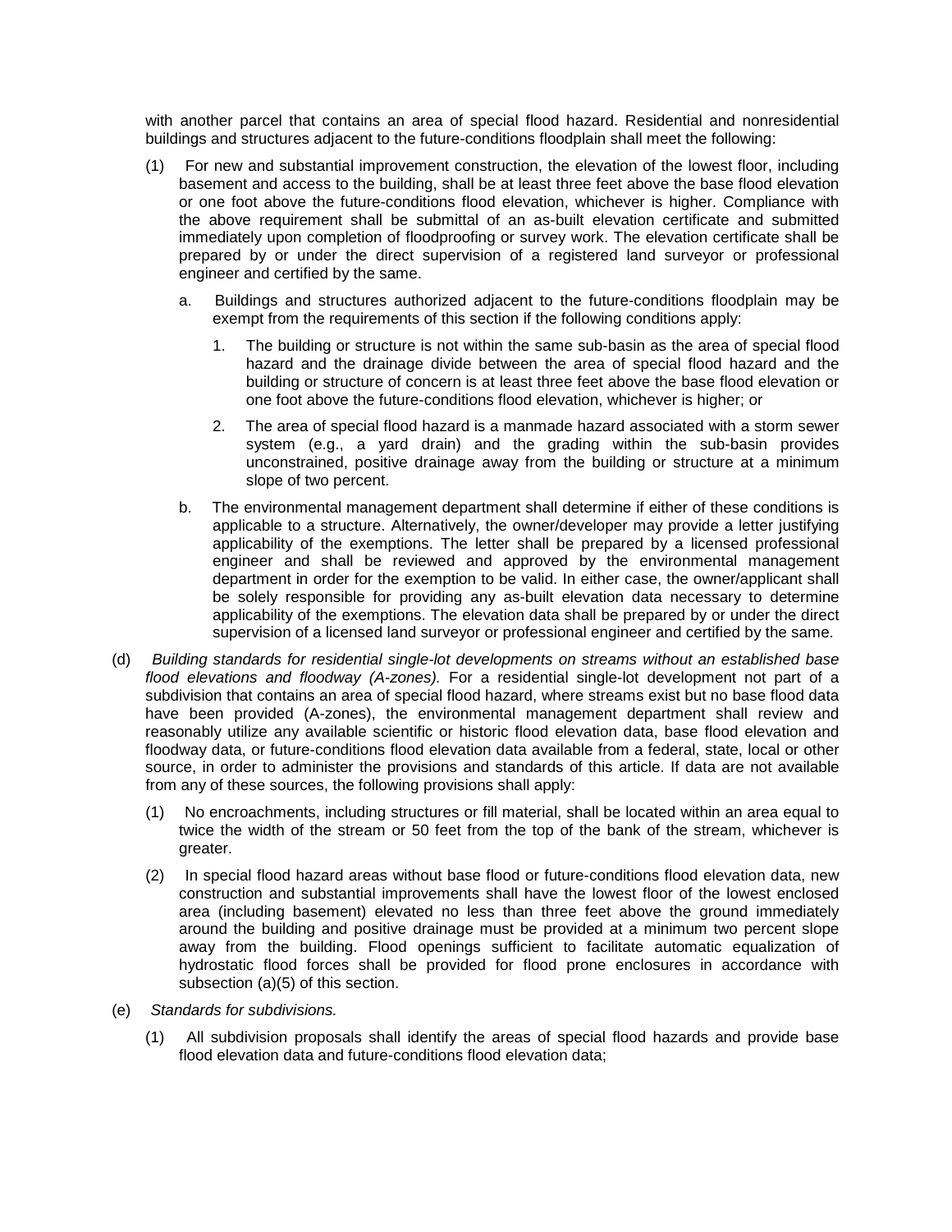with another parcel that contains an area of special flood hazard. Residential and nonresidential buildings and structures adjacent to the future-conditions floodplain shall meet the following:

(1) For new and substantial improvement construction, the elevation of the lowest floor, including basement and access to the building, shall be at least three feet above the base flood elevation or one foot above the future-conditions flood elevation, whichever is higher. Compliance with the above requirement shall be submittal of an as-built elevation certificate and submitted immediately upon completion of floodproofing or survey work. The elevation certificate shall be prepared by or under the direct supervision of a registered land surveyor or professional engineer and certified by the same.

a. Buildings and structures authorized adjacent to the future-conditions floodplain may be exempt from the requirements of this section if the following conditions apply:

1. The building or structure is not within the same sub-basin as the area of special flood hazard and the drainage divide between the area of special flood hazard and the building or structure of concern is at least three feet above the base flood elevation or one foot above the future-conditions flood elevation, whichever is higher; or

2. The area of special flood hazard is a manmade hazard associated with a storm sewer system (e.g., a yard drain) and the grading within the sub-basin provides unconstrained, positive drainage away from the building or structure at a minimum slope of two percent.

b. The environmental management department shall determine if either of these conditions is applicable to a structure. Alternatively, the owner/developer may provide a letter justifying applicability of the exemptions. The letter shall be prepared by a licensed professional engineer and shall be reviewed and approved by the environmental management department in order for the exemption to be valid. In either case, the owner/applicant shall be solely responsible for providing any as-built elevation data necessary to determine applicability of the exemptions. The elevation data shall be prepared by or under the direct supervision of a licensed land surveyor or professional engineer and certified by the same.

(d) *Building standards for residential single-lot developments on streams without an established base flood elevations and floodway (A-zones).* For a residential single-lot development not part of a subdivision that contains an area of special flood hazard, where streams exist but no base flood data have been provided (A-zones), the environmental management department shall review and reasonably utilize any available scientific or historic flood elevation data, base flood elevation and floodway data, or future-conditions flood elevation data available from a federal, state, local or other source, in order to administer the provisions and standards of this article. If data are not available from any of these sources, the following provisions shall apply:

(1) No encroachments, including structures or fill material, shall be located within an area equal to twice the width of the stream or 50 feet from the top of the bank of the stream, whichever is greater.

(2) In special flood hazard areas without base flood or future-conditions flood elevation data, new construction and substantial improvements shall have the lowest floor of the lowest enclosed area (including basement) elevated no less than three feet above the ground immediately around the building and positive drainage must be provided at a minimum two percent slope away from the building. Flood openings sufficient to facilitate automatic equalization of hydrostatic flood forces shall be provided for flood prone enclosures in accordance with subsection (a)(5) of this section.

(e) *Standards for subdivisions.*

(1) All subdivision proposals shall identify the areas of special flood hazards and provide base flood elevation data and future-conditions flood elevation data;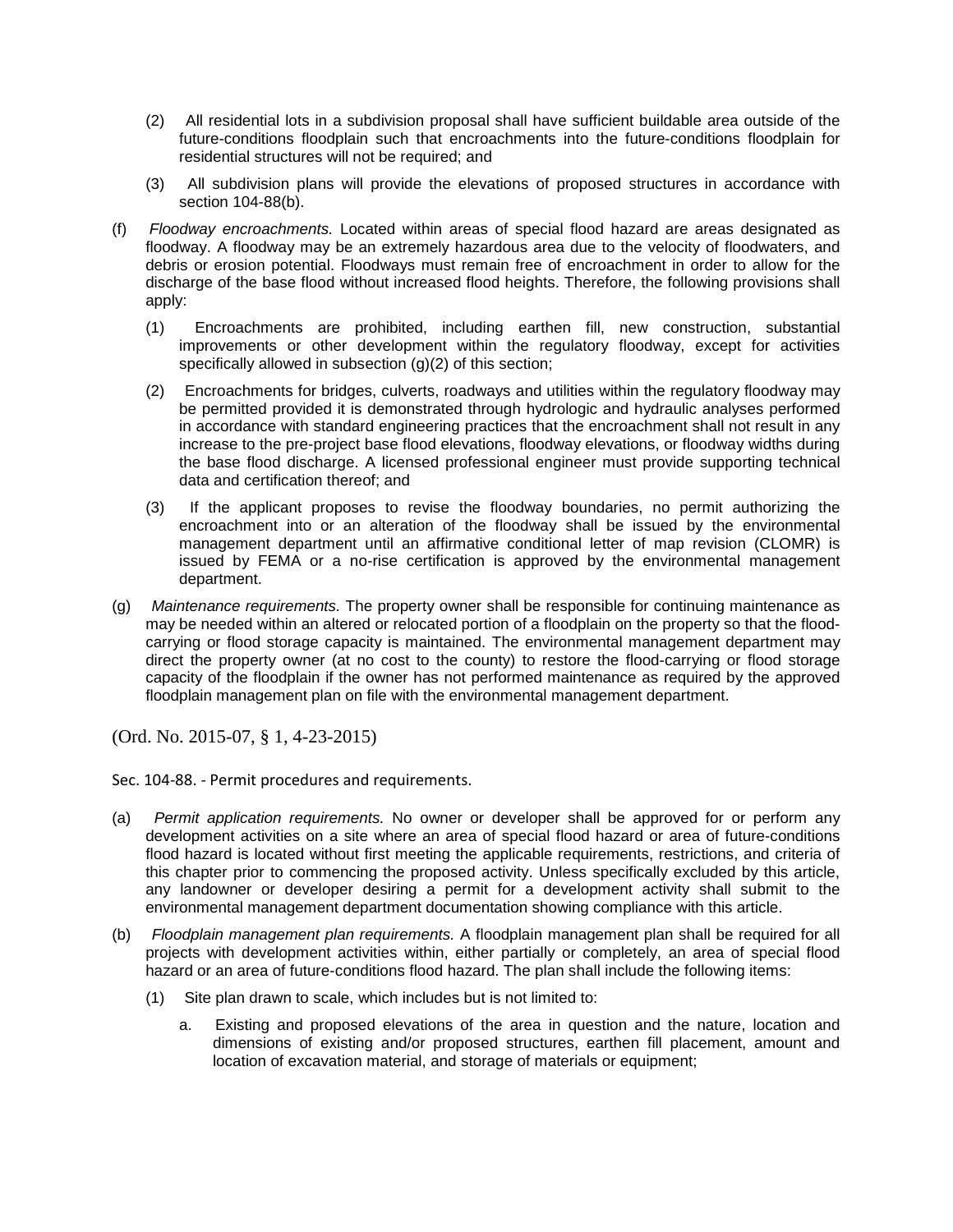(2) All residential lots in a subdivision proposal shall have sufficient buildable area outside of the future-conditions floodplain such that encroachments into the future-conditions floodplain for residential structures will not be required; and

(3) All subdivision plans will provide the elevations of proposed structures in accordance with section 104-88(b).

(f) *Floodway encroachments.* Located within areas of special flood hazard are areas designated as floodway. A floodway may be an extremely hazardous area due to the velocity of floodwaters, and debris or erosion potential. Floodways must remain free of encroachment in order to allow for the discharge of the base flood without increased flood heights. Therefore, the following provisions shall apply:

(1) Encroachments are prohibited, including earthen fill, new construction, substantial improvements or other development within the regulatory floodway, except for activities specifically allowed in subsection (g)(2) of this section;

(2) Encroachments for bridges, culverts, roadways and utilities within the regulatory floodway may be permitted provided it is demonstrated through hydrologic and hydraulic analyses performed in accordance with standard engineering practices that the encroachment shall not result in any increase to the pre-project base flood elevations, floodway elevations, or floodway widths during the base flood discharge. A licensed professional engineer must provide supporting technical data and certification thereof; and

(3) If the applicant proposes to revise the floodway boundaries, no permit authorizing the encroachment into or an alteration of the floodway shall be issued by the environmental management department until an affirmative conditional letter of map revision (CLOMR) is issued by FEMA or a no-rise certification is approved by the environmental management department.

(g) *Maintenance requirements.* The property owner shall be responsible for continuing maintenance as may be needed within an altered or relocated portion of a floodplain on the property so that the flood-carrying or flood storage capacity is maintained. The environmental management department may direct the property owner (at no cost to the county) to restore the flood-carrying or flood storage capacity of the floodplain if the owner has not performed maintenance as required by the approved floodplain management plan on file with the environmental management department.

(Ord. No. 2015-07, § 1, 4-23-2015)

Sec. 104-88. - Permit procedures and requirements.

(a) *Permit application requirements.* No owner or developer shall be approved for or perform any development activities on a site where an area of special flood hazard or area of future-conditions flood hazard is located without first meeting the applicable requirements, restrictions, and criteria of this chapter prior to commencing the proposed activity. Unless specifically excluded by this article, any landowner or developer desiring a permit for a development activity shall submit to the environmental management department documentation showing compliance with this article.

(b) *Floodplain management plan requirements.* A floodplain management plan shall be required for all projects with development activities within, either partially or completely, an area of special flood hazard or an area of future-conditions flood hazard. The plan shall include the following items:

(1) Site plan drawn to scale, which includes but is not limited to:

a. Existing and proposed elevations of the area in question and the nature, location and dimensions of existing and/or proposed structures, earthen fill placement, amount and location of excavation material, and storage of materials or equipment;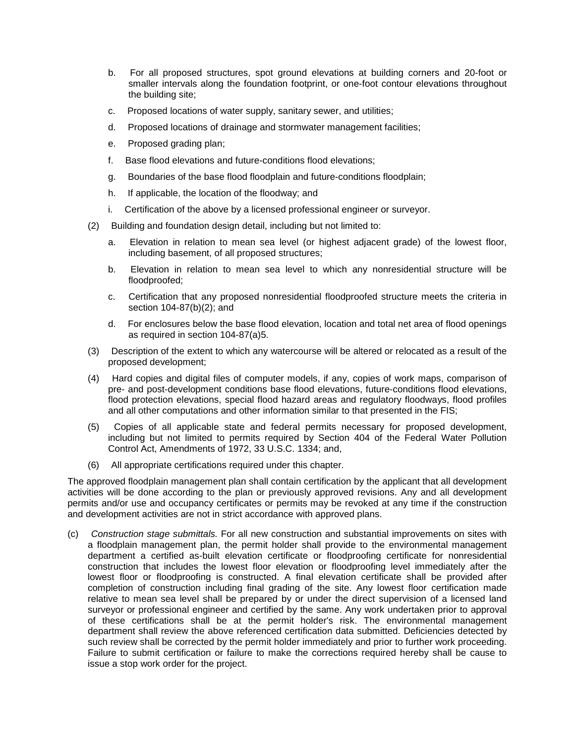b. For all proposed structures, spot ground elevations at building corners and 20-foot or smaller intervals along the foundation footprint, or one-foot contour elevations throughout the building site;

c. Proposed locations of water supply, sanitary sewer, and utilities;

d. Proposed locations of drainage and stormwater management facilities;

e. Proposed grading plan;

f. Base flood elevations and future-conditions flood elevations;

g. Boundaries of the base flood floodplain and future-conditions floodplain;

h. If applicable, the location of the floodway; and

i. Certification of the above by a licensed professional engineer or surveyor.

(2) Building and foundation design detail, including but not limited to:

a. Elevation in relation to mean sea level (or highest adjacent grade) of the lowest floor, including basement, of all proposed structures;

b. Elevation in relation to mean sea level to which any nonresidential structure will be floodproofed;

c. Certification that any proposed nonresidential floodproofed structure meets the criteria in section 104-87(b)(2); and

d. For enclosures below the base flood elevation, location and total net area of flood openings as required in section 104-87(a)5.

(3) Description of the extent to which any watercourse will be altered or relocated as a result of the proposed development;

(4) Hard copies and digital files of computer models, if any, copies of work maps, comparison of pre- and post-development conditions base flood elevations, future-conditions flood elevations, flood protection elevations, special flood hazard areas and regulatory floodways, flood profiles and all other computations and other information similar to that presented in the FIS;

(5) Copies of all applicable state and federal permits necessary for proposed development, including but not limited to permits required by Section 404 of the Federal Water Pollution Control Act, Amendments of 1972, 33 U.S.C. 1334; and,

(6) All appropriate certifications required under this chapter.

The approved floodplain management plan shall contain certification by the applicant that all development activities will be done according to the plan or previously approved revisions. Any and all development permits and/or use and occupancy certificates or permits may be revoked at any time if the construction and development activities are not in strict accordance with approved plans.

(c) *Construction stage submittals.* For all new construction and substantial improvements on sites with a floodplain management plan, the permit holder shall provide to the environmental management department a certified as-built elevation certificate or floodproofing certificate for nonresidential construction that includes the lowest floor elevation or floodproofing level immediately after the lowest floor or floodproofing is constructed. A final elevation certificate shall be provided after completion of construction including final grading of the site. Any lowest floor certification made relative to mean sea level shall be prepared by or under the direct supervision of a licensed land surveyor or professional engineer and certified by the same. Any work undertaken prior to approval of these certifications shall be at the permit holder's risk. The environmental management department shall review the above referenced certification data submitted. Deficiencies detected by such review shall be corrected by the permit holder immediately and prior to further work proceeding. Failure to submit certification or failure to make the corrections required hereby shall be cause to issue a stop work order for the project.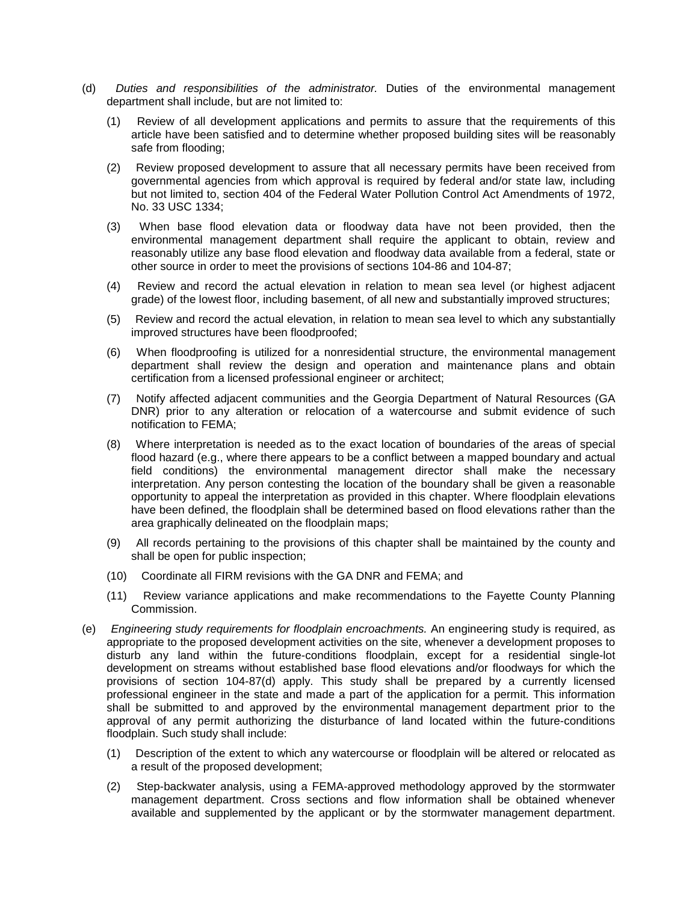(d) *Duties and responsibilities of the administrator.* Duties of the environmental management department shall include, but are not limited to:

(1) Review of all development applications and permits to assure that the requirements of this article have been satisfied and to determine whether proposed building sites will be reasonably safe from flooding;

(2) Review proposed development to assure that all necessary permits have been received from governmental agencies from which approval is required by federal and/or state law, including but not limited to, section 404 of the Federal Water Pollution Control Act Amendments of 1972, No. 33 USC 1334;

(3) When base flood elevation data or floodway data have not been provided, then the environmental management department shall require the applicant to obtain, review and reasonably utilize any base flood elevation and floodway data available from a federal, state or other source in order to meet the provisions of sections 104-86 and 104-87;

(4) Review and record the actual elevation in relation to mean sea level (or highest adjacent grade) of the lowest floor, including basement, of all new and substantially improved structures;

(5) Review and record the actual elevation, in relation to mean sea level to which any substantially improved structures have been floodproofed;

(6) When floodproofing is utilized for a nonresidential structure, the environmental management department shall review the design and operation and maintenance plans and obtain certification from a licensed professional engineer or architect;

(7) Notify affected adjacent communities and the Georgia Department of Natural Resources (GA DNR) prior to any alteration or relocation of a watercourse and submit evidence of such notification to FEMA;

(8) Where interpretation is needed as to the exact location of boundaries of the areas of special flood hazard (e.g., where there appears to be a conflict between a mapped boundary and actual field conditions) the environmental management director shall make the necessary interpretation. Any person contesting the location of the boundary shall be given a reasonable opportunity to appeal the interpretation as provided in this chapter. Where floodplain elevations have been defined, the floodplain shall be determined based on flood elevations rather than the area graphically delineated on the floodplain maps;

(9) All records pertaining to the provisions of this chapter shall be maintained by the county and shall be open for public inspection;

(10) Coordinate all FIRM revisions with the GA DNR and FEMA; and

(11) Review variance applications and make recommendations to the Fayette County Planning Commission.

(e) *Engineering study requirements for floodplain encroachments.* An engineering study is required, as appropriate to the proposed development activities on the site, whenever a development proposes to disturb any land within the future-conditions floodplain, except for a residential single-lot development on streams without established base flood elevations and/or floodways for which the provisions of section 104-87(d) apply. This study shall be prepared by a currently licensed professional engineer in the state and made a part of the application for a permit. This information shall be submitted to and approved by the environmental management department prior to the approval of any permit authorizing the disturbance of land located within the future-conditions floodplain. Such study shall include:

(1) Description of the extent to which any watercourse or floodplain will be altered or relocated as a result of the proposed development;

(2) Step-backwater analysis, using a FEMA-approved methodology approved by the stormwater management department. Cross sections and flow information shall be obtained whenever available and supplemented by the applicant or by the stormwater management department.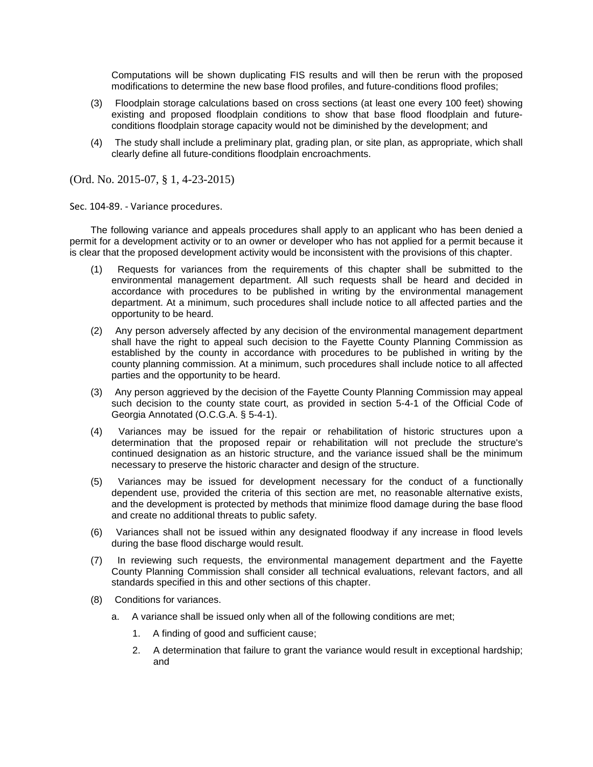Computations will be shown duplicating FIS results and will then be rerun with the proposed modifications to determine the new base flood profiles, and future-conditions flood profiles;

(3) Floodplain storage calculations based on cross sections (at least one every 100 feet) showing existing and proposed floodplain conditions to show that base flood floodplain and future-conditions floodplain storage capacity would not be diminished by the development; and

(4) The study shall include a preliminary plat, grading plan, or site plan, as appropriate, which shall clearly define all future-conditions floodplain encroachments.

(Ord. No. 2015-07, § 1, 4-23-2015)

Sec. 104-89. - Variance procedures.

The following variance and appeals procedures shall apply to an applicant who has been denied a permit for a development activity or to an owner or developer who has not applied for a permit because it is clear that the proposed development activity would be inconsistent with the provisions of this chapter.

(1) Requests for variances from the requirements of this chapter shall be submitted to the environmental management department. All such requests shall be heard and decided in accordance with procedures to be published in writing by the environmental management department. At a minimum, such procedures shall include notice to all affected parties and the opportunity to be heard.

(2) Any person adversely affected by any decision of the environmental management department shall have the right to appeal such decision to the Fayette County Planning Commission as established by the county in accordance with procedures to be published in writing by the county planning commission. At a minimum, such procedures shall include notice to all affected parties and the opportunity to be heard.

(3) Any person aggrieved by the decision of the Fayette County Planning Commission may appeal such decision to the county state court, as provided in section 5-4-1 of the Official Code of Georgia Annotated (O.C.G.A. § 5-4-1).

(4) Variances may be issued for the repair or rehabilitation of historic structures upon a determination that the proposed repair or rehabilitation will not preclude the structure's continued designation as an historic structure, and the variance issued shall be the minimum necessary to preserve the historic character and design of the structure.

(5) Variances may be issued for development necessary for the conduct of a functionally dependent use, provided the criteria of this section are met, no reasonable alternative exists, and the development is protected by methods that minimize flood damage during the base flood and create no additional threats to public safety.

(6) Variances shall not be issued within any designated floodway if any increase in flood levels during the base flood discharge would result.

(7) In reviewing such requests, the environmental management department and the Fayette County Planning Commission shall consider all technical evaluations, relevant factors, and all standards specified in this and other sections of this chapter.

(8) Conditions for variances.

   a. A variance shall be issued only when all of the following conditions are met;

      1. A finding of good and sufficient cause;

      2. A determination that failure to grant the variance would result in exceptional hardship; and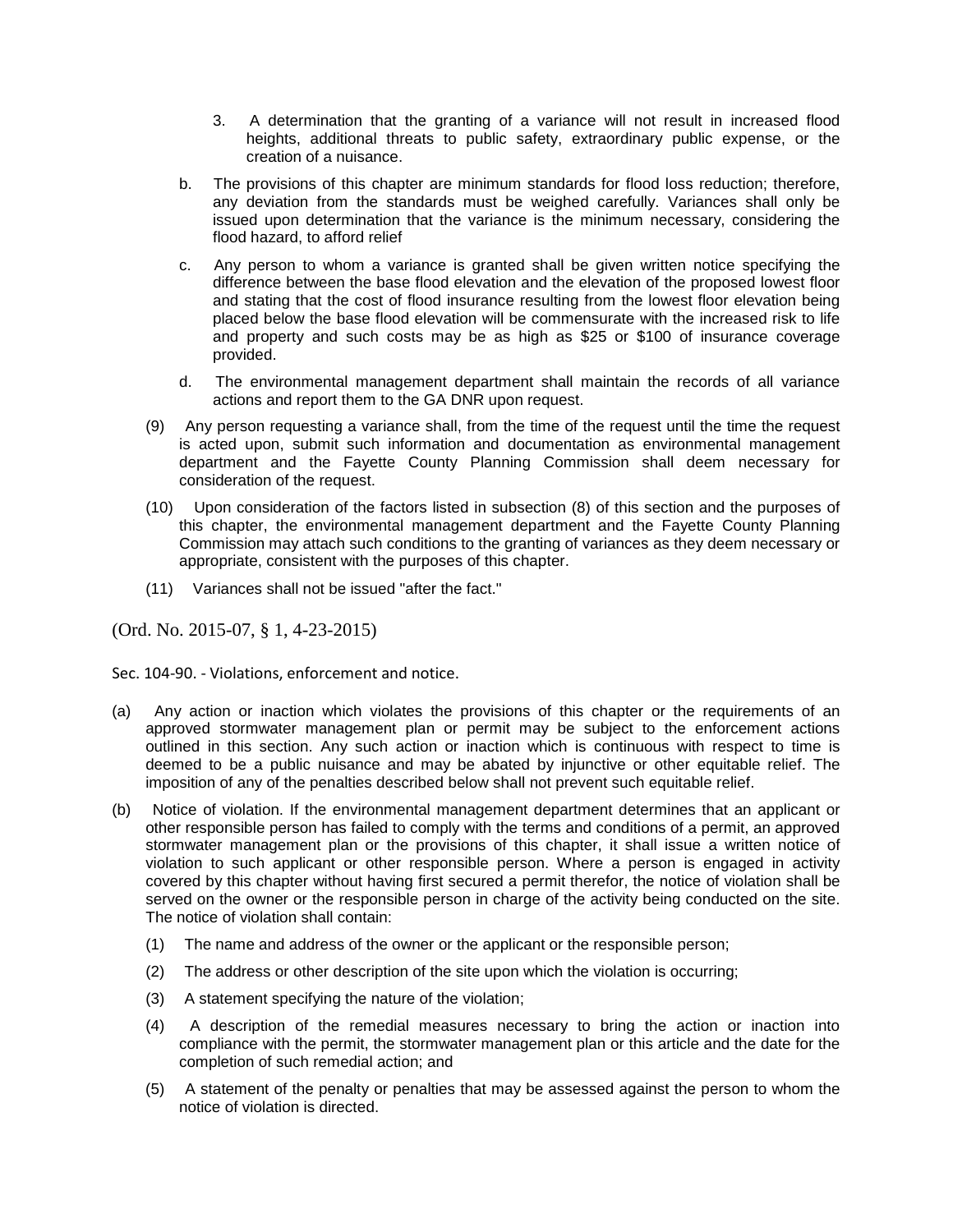3. A determination that the granting of a variance will not result in increased flood heights, additional threats to public safety, extraordinary public expense, or the creation of a nuisance.

b. The provisions of this chapter are minimum standards for flood loss reduction; therefore, any deviation from the standards must be weighed carefully. Variances shall only be issued upon determination that the variance is the minimum necessary, considering the flood hazard, to afford relief

c. Any person to whom a variance is granted shall be given written notice specifying the difference between the base flood elevation and the elevation of the proposed lowest floor and stating that the cost of flood insurance resulting from the lowest floor elevation being placed below the base flood elevation will be commensurate with the increased risk to life and property and such costs may be as high as $25 or $100 of insurance coverage provided.

d. The environmental management department shall maintain the records of all variance actions and report them to the GA DNR upon request.

(9) Any person requesting a variance shall, from the time of the request until the time the request is acted upon, submit such information and documentation as environmental management department and the Fayette County Planning Commission shall deem necessary for consideration of the request.

(10) Upon consideration of the factors listed in subsection (8) of this section and the purposes of this chapter, the environmental management department and the Fayette County Planning Commission may attach such conditions to the granting of variances as they deem necessary or appropriate, consistent with the purposes of this chapter.

(11) Variances shall not be issued "after the fact."

(Ord. No. 2015-07, § 1, 4-23-2015)

Sec. 104-90. - Violations, enforcement and notice.

(a) Any action or inaction which violates the provisions of this chapter or the requirements of an approved stormwater management plan or permit may be subject to the enforcement actions outlined in this section. Any such action or inaction which is continuous with respect to time is deemed to be a public nuisance and may be abated by injunctive or other equitable relief. The imposition of any of the penalties described below shall not prevent such equitable relief.

(b) Notice of violation. If the environmental management department determines that an applicant or other responsible person has failed to comply with the terms and conditions of a permit, an approved stormwater management plan or the provisions of this chapter, it shall issue a written notice of violation to such applicant or other responsible person. Where a person is engaged in activity covered by this chapter without having first secured a permit therefor, the notice of violation shall be served on the owner or the responsible person in charge of the activity being conducted on the site. The notice of violation shall contain:

(1) The name and address of the owner or the applicant or the responsible person;

(2) The address or other description of the site upon which the violation is occurring;

(3) A statement specifying the nature of the violation;

(4) A description of the remedial measures necessary to bring the action or inaction into compliance with the permit, the stormwater management plan or this article and the date for the completion of such remedial action; and

(5) A statement of the penalty or penalties that may be assessed against the person to whom the notice of violation is directed.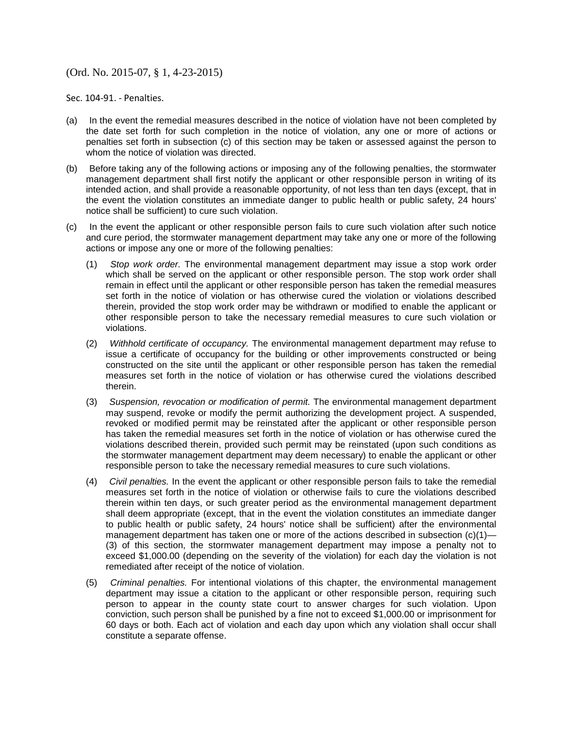(Ord. No. 2015-07, § 1, 4-23-2015)

Sec. 104-91. - Penalties.

(a) In the event the remedial measures described in the notice of violation have not been completed by the date set forth for such completion in the notice of violation, any one or more of actions or penalties set forth in subsection (c) of this section may be taken or assessed against the person to whom the notice of violation was directed.

(b) Before taking any of the following actions or imposing any of the following penalties, the stormwater management department shall first notify the applicant or other responsible person in writing of its intended action, and shall provide a reasonable opportunity, of not less than ten days (except, that in the event the violation constitutes an immediate danger to public health or public safety, 24 hours' notice shall be sufficient) to cure such violation.

(c) In the event the applicant or other responsible person fails to cure such violation after such notice and cure period, the stormwater management department may take any one or more of the following actions or impose any one or more of the following penalties:

(1) *Stop work order.* The environmental management department may issue a stop work order which shall be served on the applicant or other responsible person. The stop work order shall remain in effect until the applicant or other responsible person has taken the remedial measures set forth in the notice of violation or has otherwise cured the violation or violations described therein, provided the stop work order may be withdrawn or modified to enable the applicant or other responsible person to take the necessary remedial measures to cure such violation or violations.

(2) *Withhold certificate of occupancy.* The environmental management department may refuse to issue a certificate of occupancy for the building or other improvements constructed or being constructed on the site until the applicant or other responsible person has taken the remedial measures set forth in the notice of violation or has otherwise cured the violations described therein.

(3) *Suspension, revocation or modification of permit.* The environmental management department may suspend, revoke or modify the permit authorizing the development project. A suspended, revoked or modified permit may be reinstated after the applicant or other responsible person has taken the remedial measures set forth in the notice of violation or has otherwise cured the violations described therein, provided such permit may be reinstated (upon such conditions as the stormwater management department may deem necessary) to enable the applicant or other responsible person to take the necessary remedial measures to cure such violations.

(4) *Civil penalties.* In the event the applicant or other responsible person fails to take the remedial measures set forth in the notice of violation or otherwise fails to cure the violations described therein within ten days, or such greater period as the environmental management department shall deem appropriate (except, that in the event the violation constitutes an immediate danger to public health or public safety, 24 hours' notice shall be sufficient) after the environmental management department has taken one or more of the actions described in subsection (c)(1)—(3) of this section, the stormwater management department may impose a penalty not to exceed $1,000.00 (depending on the severity of the violation) for each day the violation is not remediated after receipt of the notice of violation.

(5) *Criminal penalties.* For intentional violations of this chapter, the environmental management department may issue a citation to the applicant or other responsible person, requiring such person to appear in the county state court to answer charges for such violation. Upon conviction, such person shall be punished by a fine not to exceed $1,000.00 or imprisonment for 60 days or both. Each act of violation and each day upon which any violation shall occur shall constitute a separate offense.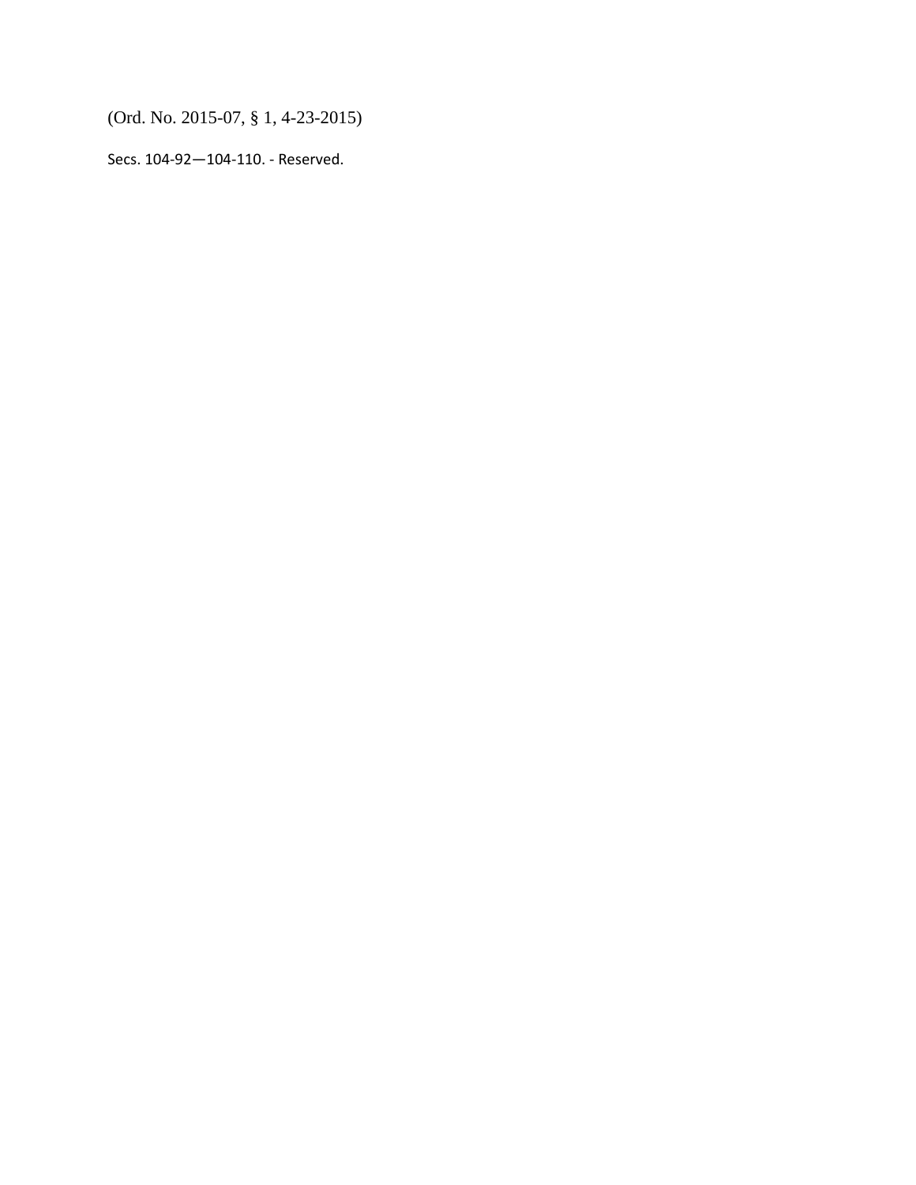(Ord. No. 2015-07, § 1, 4-23-2015)

Secs. 104-92—104-110. - Reserved.